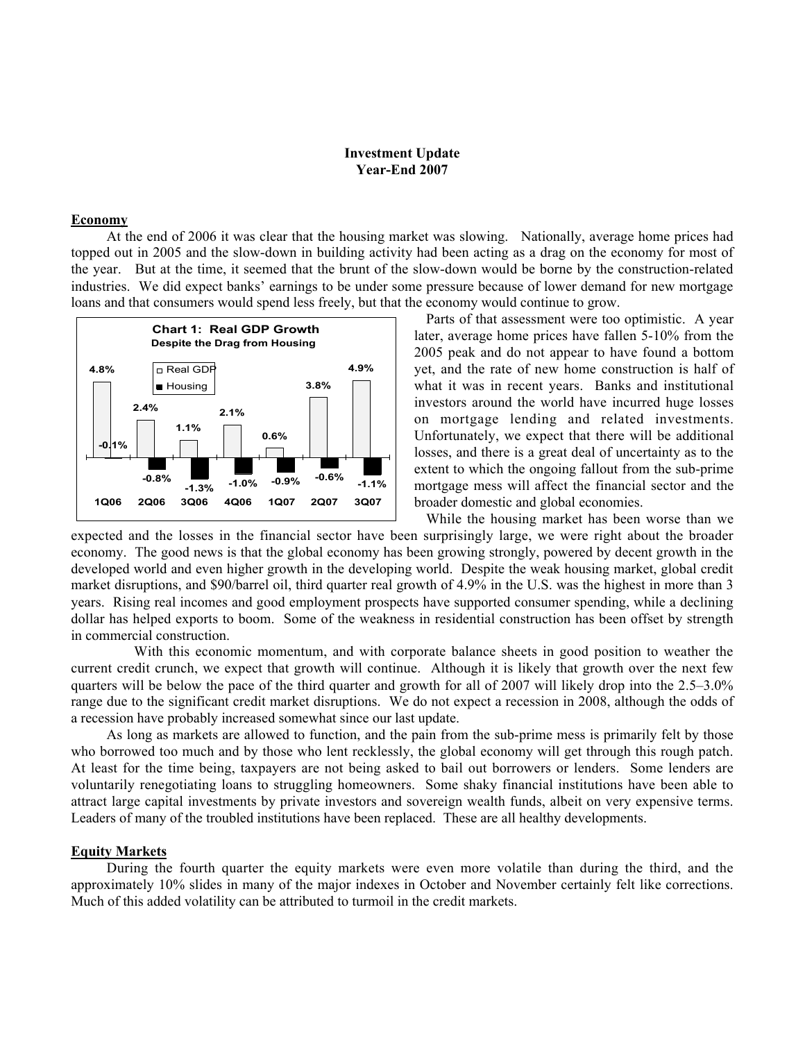# Investment Update
## Year-End 2007

### Economy

At the end of 2006 it was clear that the housing market was slowing. Nationally, average home prices had topped out in 2005 and the slow-down in building activity had been acting as a drag on the economy for most of the year. But at the time, it seemed that the brunt of the slow-down would be borne by the construction-related industries. We did expect banks' earnings to be under some pressure because of lower demand for new mortgage loans and that consumers would spend less freely, but that the economy would continue to grow.

**Chart 1: Real GDP Growth**
**Despite the Drag from Housing**

| | 1Q06 | 2Q06 | 3Q06 | 4Q06 | 1Q07 | 2Q07 | 3Q07 |
|---|---|---|---|---|---|---|---|
| Real GDP | 4.8% | 2.4% | 1.1% | 2.1% | 0.6% | 3.8% | 4.9% |
| Housing | -0.1% | -0.8% | -1.3% | -1.0% | -0.9% | -0.6% | -1.1% |

Parts of that assessment were too optimistic. A year later, average home prices have fallen 5-10% from the 2005 peak and do not appear to have found a bottom yet, and the rate of new home construction is half of what it was in recent years. Banks and institutional investors around the world have incurred huge losses on mortgage lending and related investments. Unfortunately, we expect that there will be additional losses, and there is a great deal of uncertainty as to the extent to which the ongoing fallout from the sub-prime mortgage mess will affect the financial sector and the broader domestic and global economies.

While the housing market has been worse than we expected and the losses in the financial sector have been surprisingly large, we were right about the broader economy. The good news is that the global economy has been growing strongly, powered by decent growth in the developed world and even higher growth in the developing world. Despite the weak housing market, global credit market disruptions, and $90/barrel oil, third quarter real growth of 4.9% in the U.S. was the highest in more than 3 years. Rising real incomes and good employment prospects have supported consumer spending, while a declining dollar has helped exports to boom. Some of the weakness in residential construction has been offset by strength in commercial construction.

With this economic momentum, and with corporate balance sheets in good position to weather the current credit crunch, we expect that growth will continue. Although it is likely that growth over the next few quarters will be below the pace of the third quarter and growth for all of 2007 will likely drop into the 2.5–3.0% range due to the significant credit market disruptions. We do not expect a recession in 2008, although the odds of a recession have probably increased somewhat since our last update.

As long as markets are allowed to function, and the pain from the sub-prime mess is primarily felt by those who borrowed too much and by those who lent recklessly, the global economy will get through this rough patch. At least for the time being, taxpayers are not being asked to bail out borrowers or lenders. Some lenders are voluntarily renegotiating loans to struggling homeowners. Some shaky financial institutions have been able to attract large capital investments by private investors and sovereign wealth funds, albeit on very expensive terms. Leaders of many of the troubled institutions have been replaced. These are all healthy developments.

### Equity Markets

During the fourth quarter the equity markets were even more volatile than during the third, and the approximately 10% slides in many of the major indexes in October and November certainly felt like corrections. Much of this added volatility can be attributed to turmoil in the credit markets.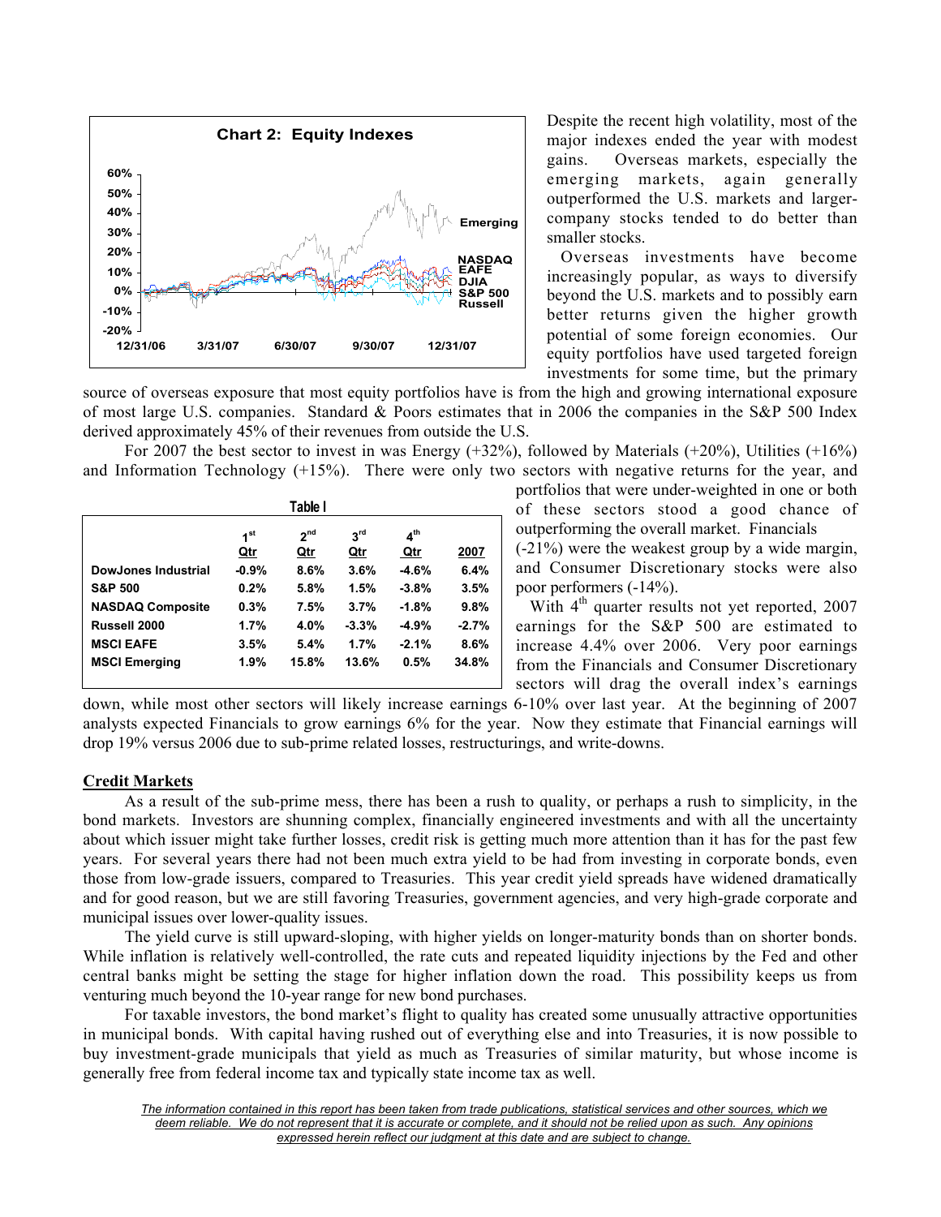Chart 2: Equity Indexes

60%
50%
40%
30%
20%
10%
0%
-10%
-20%

12/31/06
3/31/07
6/30/07
9/30/07
12/31/07

Emerging
NASDAQ
EAFE
DJIA
S&P 500
Russell

Despite the recent high volatility, most of the major indexes ended the year with modest gains. Overseas markets, especially the emerging markets, again generally outperformed the U.S. markets and larger-company stocks tended to do better than smaller stocks.

Overseas investments have become increasingly popular, as ways to diversify beyond the U.S. markets and to possibly earn better returns given the higher growth potential of some foreign economies. Our equity portfolios have used targeted foreign investments for some time, but the primary source of overseas exposure that most equity portfolios have is from the high and growing international exposure of most large U.S. companies. Standard & Poors estimates that in 2006 the companies in the S&P 500 Index derived approximately 45% of their revenues from outside the U.S.

For 2007 the best sector to invest in was Energy (+32%), followed by Materials (+20%), Utilities (+16%) and Information Technology (+15%). There were only two sectors with negative returns for the year, and portfolios that were under-weighted in one or both of these sectors stood a good chance of outperforming the overall market. Financials (-21%) were the weakest group by a wide margin, and Consumer Discretionary stocks were also poor performers (-14%).

**Table I**

| | 1st Qtr | 2nd Qtr | 3rd Qtr | 4th Qtr | 2007 |
|---|---|---|---|---|---|
| **DowJones Industrial** | -0.9% | 8.6% | 3.6% | -4.6% | 6.4% |
| **S&P 500** | 0.2% | 5.8% | 1.5% | -3.8% | 3.5% |
| **NASDAQ Composite** | 0.3% | 7.5% | 3.7% | -1.8% | 9.8% |
| **Russell 2000** | 1.7% | 4.0% | -3.3% | -4.9% | -2.7% |
| **MSCI EAFE** | 3.5% | 5.4% | 1.7% | -2.1% | 8.6% |
| **MSCI Emerging** | 1.9% | 15.8% | 13.6% | 0.5% | 34.8% |

With 4th quarter results not yet reported, 2007 earnings for the S&P 500 are estimated to increase 4.4% over 2006. Very poor earnings from the Financials and Consumer Discretionary sectors will drag the overall index's earnings down, while most other sectors will likely increase earnings 6-10% over last year. At the beginning of 2007 analysts expected Financials to grow earnings 6% for the year. Now they estimate that Financial earnings will drop 19% versus 2006 due to sub-prime related losses, restructurings, and write-downs.

## Credit Markets

As a result of the sub-prime mess, there has been a rush to quality, or perhaps a rush to simplicity, in the bond markets. Investors are shunning complex, financially engineered investments and with all the uncertainty about which issuer might take further losses, credit risk is getting much more attention than it has for the past few years. For several years there had not been much extra yield to be had from investing in corporate bonds, even those from low-grade issuers, compared to Treasuries. This year credit yield spreads have widened dramatically and for good reason, but we are still favoring Treasuries, government agencies, and very high-grade corporate and municipal issues over lower-quality issues.

The yield curve is still upward-sloping, with higher yields on longer-maturity bonds than on shorter bonds. While inflation is relatively well-controlled, the rate cuts and repeated liquidity injections by the Fed and other central banks might be setting the stage for higher inflation down the road. This possibility keeps us from venturing much beyond the 10-year range for new bond purchases.

For taxable investors, the bond market's flight to quality has created some unusually attractive opportunities in municipal bonds. With capital having rushed out of everything else and into Treasuries, it is now possible to buy investment-grade municipals that yield as much as Treasuries of similar maturity, but whose income is generally free from federal income tax and typically state income tax as well.

*The information contained in this report has been taken from trade publications, statistical services and other sources, which we deem reliable. We do not represent that it is accurate or complete, and it should not be relied upon as such. Any opinions expressed herein reflect our judgment at this date and are subject to change.*